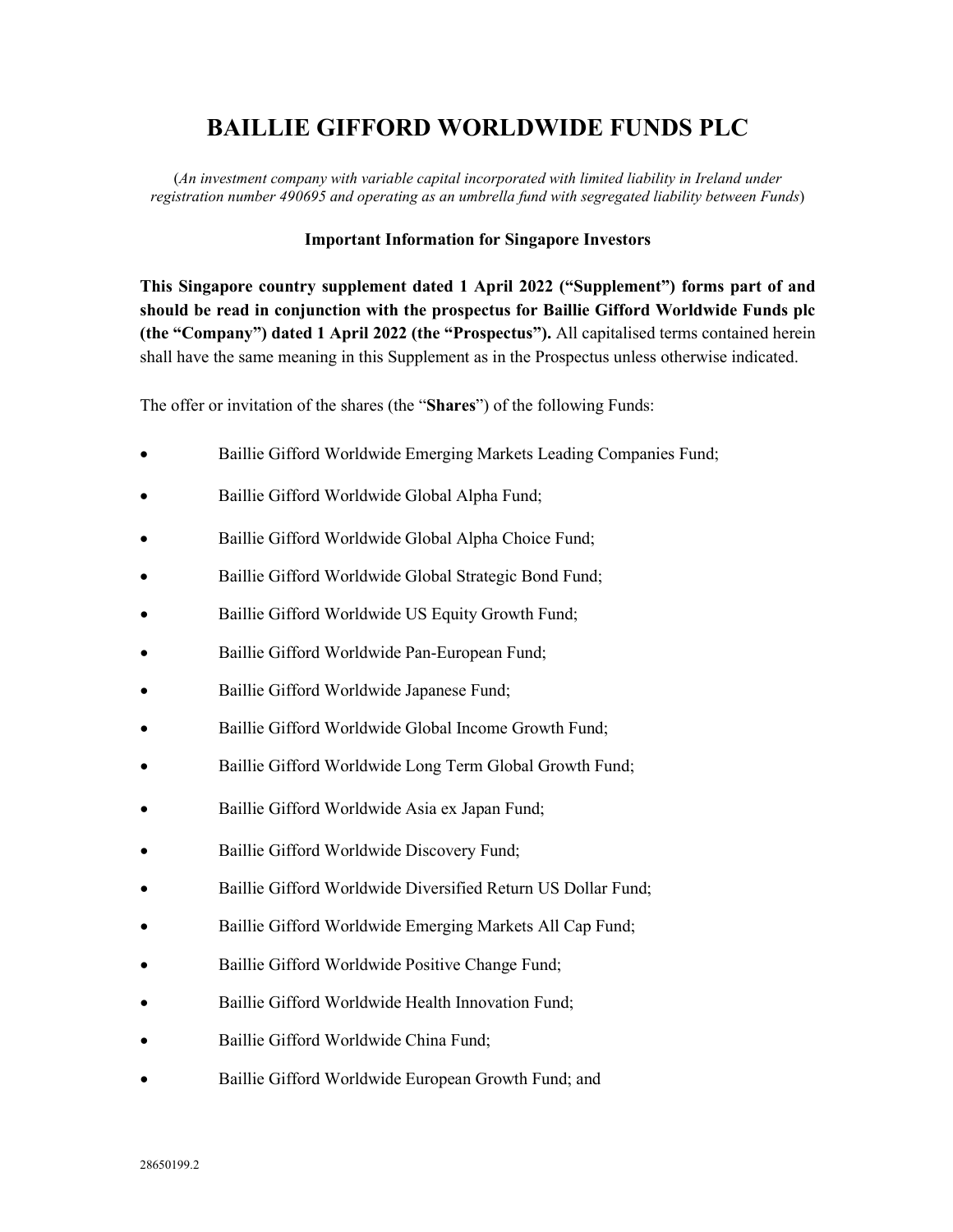# BAILLIE GIFFORD WORLDWIDE FUNDS PLC

(*An investment company with variable capital incorporated with limited liability in Ireland under registration number 490695 and operating as an umbrella fund with segregated liability between Funds*)

**Important Information for Singapore Investors**

**This Singapore country supplement dated 1 April 2022 ("Supplement") forms part of and should be read in conjunction with the prospectus for Baillie Gifford Worldwide Funds plc (the "Company") dated 1 April 2022 (the "Prospectus").** All capitalised terms contained herein shall have the same meaning in this Supplement as in the Prospectus unless otherwise indicated.

The offer or invitation of the shares (the "**Shares**") of the following Funds:

- Baillie Gifford Worldwide Emerging Markets Leading Companies Fund;
- Baillie Gifford Worldwide Global Alpha Fund;
- Baillie Gifford Worldwide Global Alpha Choice Fund;
- Baillie Gifford Worldwide Global Strategic Bond Fund;
- Baillie Gifford Worldwide US Equity Growth Fund;
- Baillie Gifford Worldwide Pan-European Fund;
- Baillie Gifford Worldwide Japanese Fund;
- Baillie Gifford Worldwide Global Income Growth Fund;
- Baillie Gifford Worldwide Long Term Global Growth Fund;
- Baillie Gifford Worldwide Asia ex Japan Fund;
- Baillie Gifford Worldwide Discovery Fund;
- Baillie Gifford Worldwide Diversified Return US Dollar Fund;
- Baillie Gifford Worldwide Emerging Markets All Cap Fund;
- Baillie Gifford Worldwide Positive Change Fund;
- Baillie Gifford Worldwide Health Innovation Fund;
- Baillie Gifford Worldwide China Fund;
- Baillie Gifford Worldwide European Growth Fund; and

28650199.2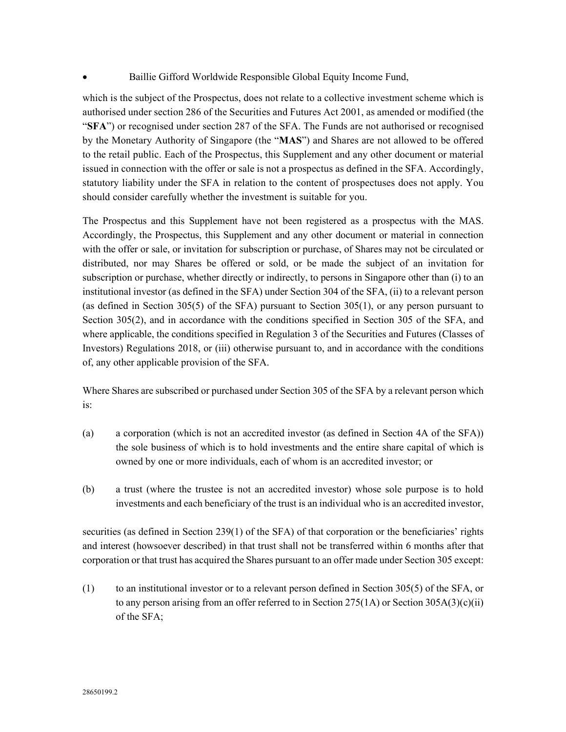- Baillie Gifford Worldwide Responsible Global Equity Income Fund,

which is the subject of the Prospectus, does not relate to a collective investment scheme which is authorised under section 286 of the Securities and Futures Act 2001, as amended or modified (the "**SFA**") or recognised under section 287 of the SFA. The Funds are not authorised or recognised by the Monetary Authority of Singapore (the "**MAS**") and Shares are not allowed to be offered to the retail public. Each of the Prospectus, this Supplement and any other document or material issued in connection with the offer or sale is not a prospectus as defined in the SFA. Accordingly, statutory liability under the SFA in relation to the content of prospectuses does not apply. You should consider carefully whether the investment is suitable for you.

The Prospectus and this Supplement have not been registered as a prospectus with the MAS. Accordingly, the Prospectus, this Supplement and any other document or material in connection with the offer or sale, or invitation for subscription or purchase, of Shares may not be circulated or distributed, nor may Shares be offered or sold, or be made the subject of an invitation for subscription or purchase, whether directly or indirectly, to persons in Singapore other than (i) to an institutional investor (as defined in the SFA) under Section 304 of the SFA, (ii) to a relevant person (as defined in Section 305(5) of the SFA) pursuant to Section 305(1), or any person pursuant to Section 305(2), and in accordance with the conditions specified in Section 305 of the SFA, and where applicable, the conditions specified in Regulation 3 of the Securities and Futures (Classes of Investors) Regulations 2018, or (iii) otherwise pursuant to, and in accordance with the conditions of, any other applicable provision of the SFA.

Where Shares are subscribed or purchased under Section 305 of the SFA by a relevant person which is:

(a) a corporation (which is not an accredited investor (as defined in Section 4A of the SFA)) the sole business of which is to hold investments and the entire share capital of which is owned by one or more individuals, each of whom is an accredited investor; or

(b) a trust (where the trustee is not an accredited investor) whose sole purpose is to hold investments and each beneficiary of the trust is an individual who is an accredited investor,

securities (as defined in Section 239(1) of the SFA) of that corporation or the beneficiaries' rights and interest (howsoever described) in that trust shall not be transferred within 6 months after that corporation or that trust has acquired the Shares pursuant to an offer made under Section 305 except:

(1) to an institutional investor or to a relevant person defined in Section 305(5) of the SFA, or to any person arising from an offer referred to in Section 275(1A) or Section 305A(3)(c)(ii) of the SFA;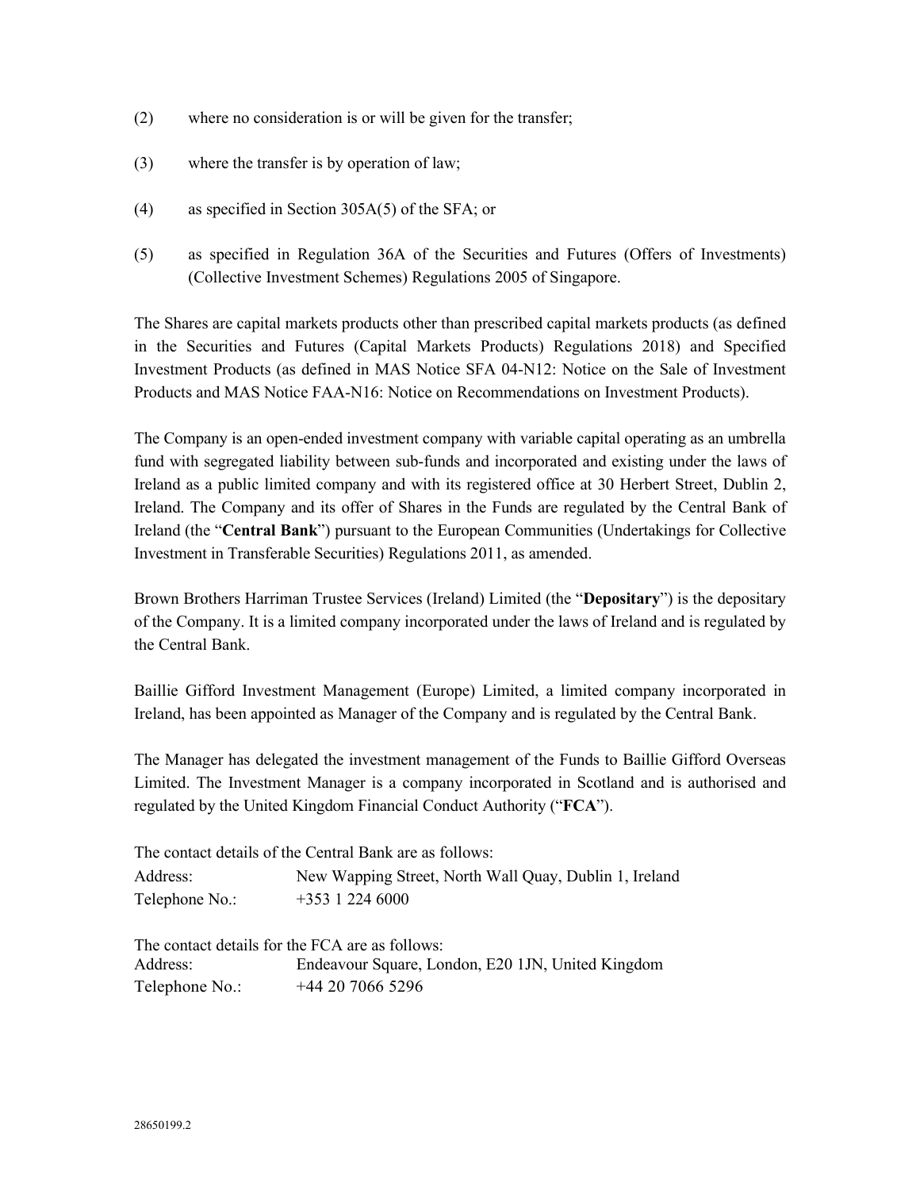(2) where no consideration is or will be given for the transfer;

(3) where the transfer is by operation of law;

(4) as specified in Section 305A(5) of the SFA; or

(5) as specified in Regulation 36A of the Securities and Futures (Offers of Investments) (Collective Investment Schemes) Regulations 2005 of Singapore.

The Shares are capital markets products other than prescribed capital markets products (as defined in the Securities and Futures (Capital Markets Products) Regulations 2018) and Specified Investment Products (as defined in MAS Notice SFA 04-N12: Notice on the Sale of Investment Products and MAS Notice FAA-N16: Notice on Recommendations on Investment Products).

The Company is an open-ended investment company with variable capital operating as an umbrella fund with segregated liability between sub-funds and incorporated and existing under the laws of Ireland as a public limited company and with its registered office at 30 Herbert Street, Dublin 2, Ireland. The Company and its offer of Shares in the Funds are regulated by the Central Bank of Ireland (the "**Central Bank**") pursuant to the European Communities (Undertakings for Collective Investment in Transferable Securities) Regulations 2011, as amended.

Brown Brothers Harriman Trustee Services (Ireland) Limited (the "**Depositary**") is the depositary of the Company. It is a limited company incorporated under the laws of Ireland and is regulated by the Central Bank.

Baillie Gifford Investment Management (Europe) Limited, a limited company incorporated in Ireland, has been appointed as Manager of the Company and is regulated by the Central Bank.

The Manager has delegated the investment management of the Funds to Baillie Gifford Overseas Limited. The Investment Manager is a company incorporated in Scotland and is authorised and regulated by the United Kingdom Financial Conduct Authority ("**FCA**").

The contact details of the Central Bank are as follows:

Address: New Wapping Street, North Wall Quay, Dublin 1, Ireland
Telephone No.: +353 1 224 6000

The contact details for the FCA are as follows:

Address: Endeavour Square, London, E20 1JN, United Kingdom
Telephone No.: +44 20 7066 5296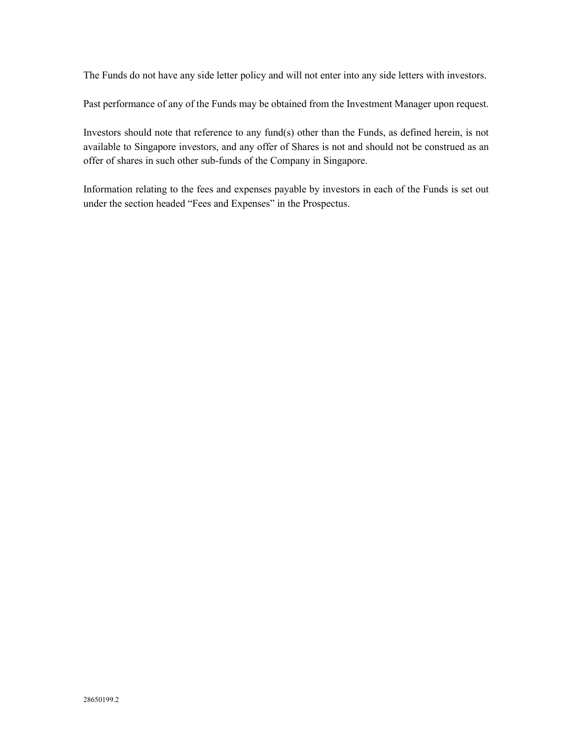The Funds do not have any side letter policy and will not enter into any side letters with investors.

Past performance of any of the Funds may be obtained from the Investment Manager upon request.

Investors should note that reference to any fund(s) other than the Funds, as defined herein, is not available to Singapore investors, and any offer of Shares is not and should not be construed as an offer of shares in such other sub-funds of the Company in Singapore.

Information relating to the fees and expenses payable by investors in each of the Funds is set out under the section headed "Fees and Expenses" in the Prospectus.